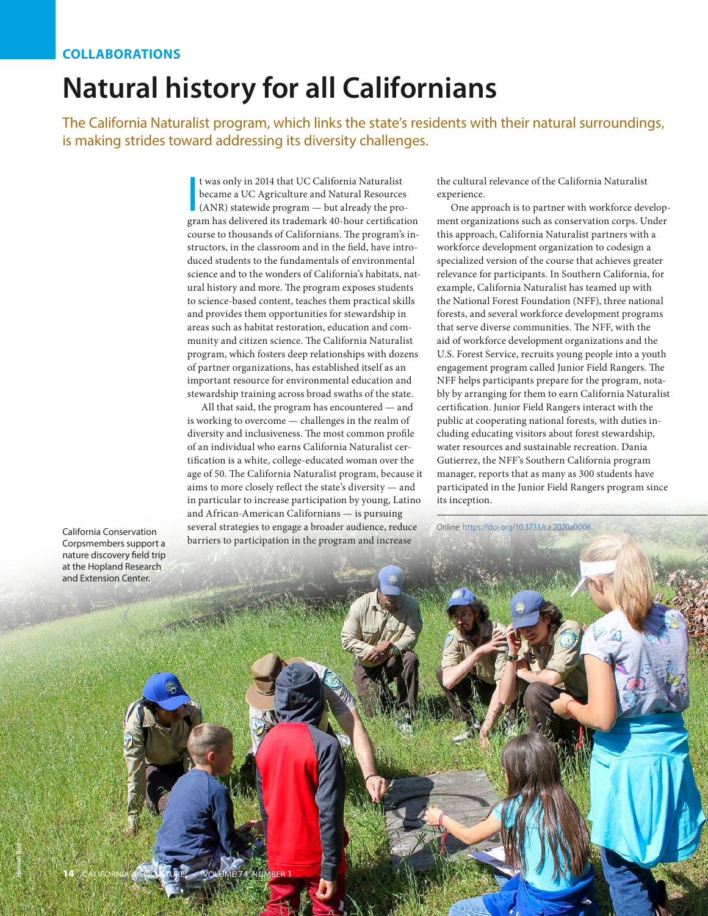COLLABORATIONS

# Natural history for all Californians

## The California Naturalist program, which links the state's residents with their natural surroundings, is making strides toward addressing its diversity challenges.

It was only in 2014 that UC California Naturalist became a UC Agriculture and Natural Resources (ANR) statewide program — but already the program has delivered its trademark 40-hour certification course to thousands of Californians. The program's instructors, in the classroom and in the field, have introduced students to the fundamentals of environmental science and to the wonders of California's habitats, natural history and more. The program exposes students to science-based content, teaches them practical skills and provides them opportunities for stewardship in areas such as habitat restoration, education and community and citizen science. The California Naturalist program, which fosters deep relationships with dozens of partner organizations, has established itself as an important resource for environmental education and stewardship training across broad swaths of the state.

All that said, the program has encountered — and is working to overcome — challenges in the realm of diversity and inclusiveness. The most common profile of an individual who earns California Naturalist certification is a white, college-educated woman over the age of 50. The California Naturalist program, because it aims to more closely reflect the state's diversity — and in particular to increase participation by young, Latino and African-American Californians — is pursuing several strategies to engage a broader audience, reduce barriers to participation in the program and increase the cultural relevance of the California Naturalist experience.

One approach is to partner with workforce development organizations such as conservation corps. Under this approach, California Naturalist partners with a workforce development organization to codesign a specialized version of the course that achieves greater relevance for participants. In Southern California, for example, California Naturalist has teamed up with the National Forest Foundation (NFF), three national forests, and several workforce development programs that serve diverse communities. The NFF, with the aid of workforce development organizations and the U.S. Forest Service, recruits young people into a youth engagement program called Junior Field Rangers. The NFF helps participants prepare for the program, notably by arranging for them to earn California Naturalist certification. Junior Field Rangers interact with the public at cooperating national forests, with duties including educating visitors about forest stewardship, water resources and sustainable recreation. Dania Gutierrez, the NFF's Southern California program manager, reports that as many as 300 students have participated in the Junior Field Rangers program since its inception.

Online: https://doi.org/10.3733/ca.2020a0006

California Conservation Corpsmembers support a nature discovery field trip at the Hopland Research and Extension Center.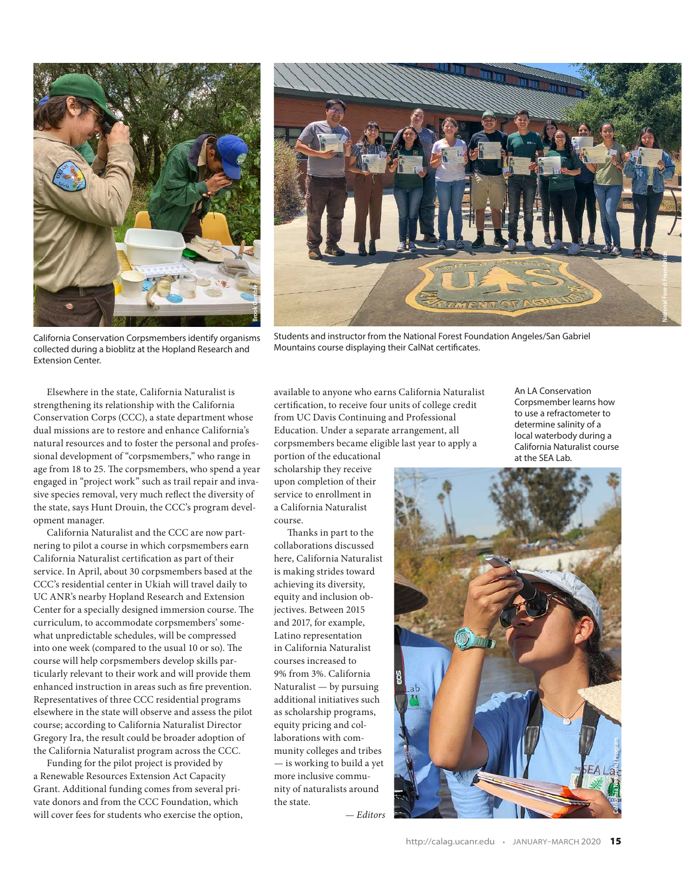California Conservation Corpsmembers identify organisms collected during a bioblitz at the Hopland Research and Extension Center.

Students and instructor from the National Forest Foundation Angeles/San Gabriel Mountains course displaying their CalNat certificates.

Elsewhere in the state, California Naturalist is strengthening its relationship with the California Conservation Corps (CCC), a state department whose dual missions are to restore and enhance California's natural resources and to foster the personal and professional development of "corpsmembers," who range in age from 18 to 25. The corpsmembers, who spend a year engaged in "project work" such as trail repair and invasive species removal, very much reflect the diversity of the state, says Hunt Drouin, the CCC's program development manager.

California Naturalist and the CCC are now partnering to pilot a course in which corpsmembers earn California Naturalist certification as part of their service. In April, about 30 corpsmembers based at the CCC's residential center in Ukiah will travel daily to UC ANR's nearby Hopland Research and Extension Center for a specially designed immersion course. The curriculum, to accommodate corpsmembers' somewhat unpredictable schedules, will be compressed into one week (compared to the usual 10 or so). The course will help corpsmembers develop skills particularly relevant to their work and will provide them enhanced instruction in areas such as fire prevention. Representatives of three CCC residential programs elsewhere in the state will observe and assess the pilot course; according to California Naturalist Director Gregory Ira, the result could be broader adoption of the California Naturalist program across the CCC.

Funding for the pilot project is provided by a Renewable Resources Extension Act Capacity Grant. Additional funding comes from several private donors and from the CCC Foundation, which will cover fees for students who exercise the option, available to anyone who earns California Naturalist certification, to receive four units of college credit from UC Davis Continuing and Professional Education. Under a separate arrangement, all corpsmembers became eligible last year to apply a portion of the educational scholarship they receive upon completion of their service to enrollment in a California Naturalist course.

Thanks in part to the collaborations discussed here, California Naturalist is making strides toward achieving its diversity, equity and inclusion objectives. Between 2015 and 2017, for example, Latino representation in California Naturalist courses increased to 9% from 3%. California Naturalist — by pursuing additional initiatives such as scholarship programs, equity pricing and collaborations with community colleges and tribes — is working to build a yet more inclusive community of naturalists around the state.

*— Editors*

An LA Conservation Corpsmember learns how to use a refractometer to determine salinity of a local waterbody during a California Naturalist course at the SEA Lab.